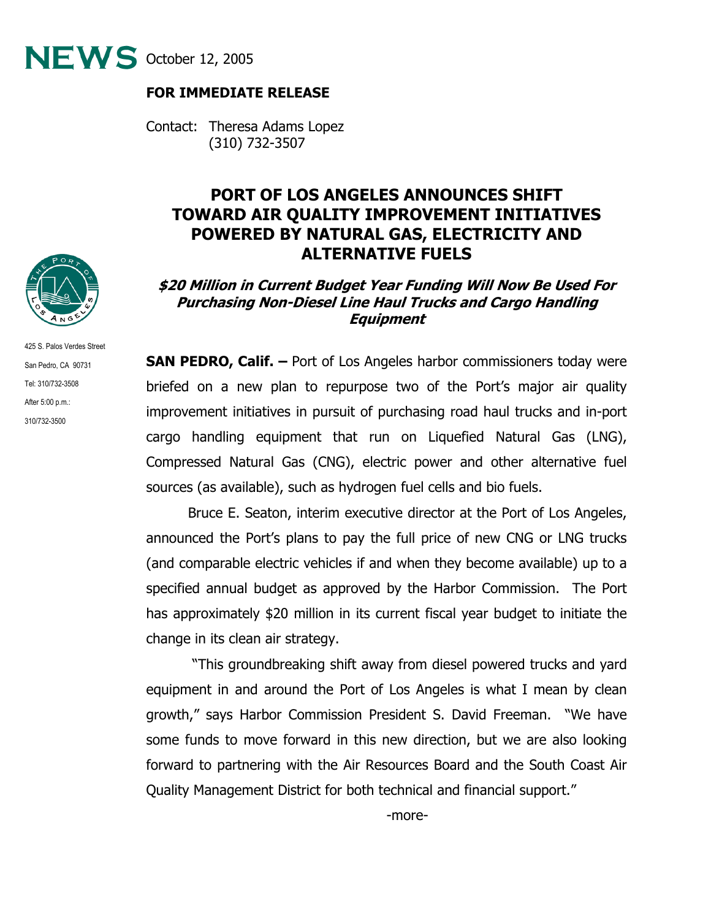**NEWS** October 12, 2005

**FOR IMMEDIATE RELEASE**

Contact: Theresa Adams Lopez
(310) 732-3507

425 S. Palos Verdes Street
San Pedro, CA 90731
Tel: 310/732-3508
After 5:00 p.m.:
310/732-3500

# PORT OF LOS ANGELES ANNOUNCES SHIFT TOWARD AIR QUALITY IMPROVEMENT INITIATIVES POWERED BY NATURAL GAS, ELECTRICITY AND ALTERNATIVE FUELS

***$20 Million in Current Budget Year Funding Will Now Be Used For Purchasing Non-Diesel Line Haul Trucks and Cargo Handling Equipment***

**SAN PEDRO, Calif. –** Port of Los Angeles harbor commissioners today were briefed on a new plan to repurpose two of the Port's major air quality improvement initiatives in pursuit of purchasing road haul trucks and in-port cargo handling equipment that run on Liquefied Natural Gas (LNG), Compressed Natural Gas (CNG), electric power and other alternative fuel sources (as available), such as hydrogen fuel cells and bio fuels.

Bruce E. Seaton, interim executive director at the Port of Los Angeles, announced the Port's plans to pay the full price of new CNG or LNG trucks (and comparable electric vehicles if and when they become available) up to a specified annual budget as approved by the Harbor Commission. The Port has approximately $20 million in its current fiscal year budget to initiate the change in its clean air strategy.

"This groundbreaking shift away from diesel powered trucks and yard equipment in and around the Port of Los Angeles is what I mean by clean growth," says Harbor Commission President S. David Freeman. "We have some funds to move forward in this new direction, but we are also looking forward to partnering with the Air Resources Board and the South Coast Air Quality Management District for both technical and financial support."

-more-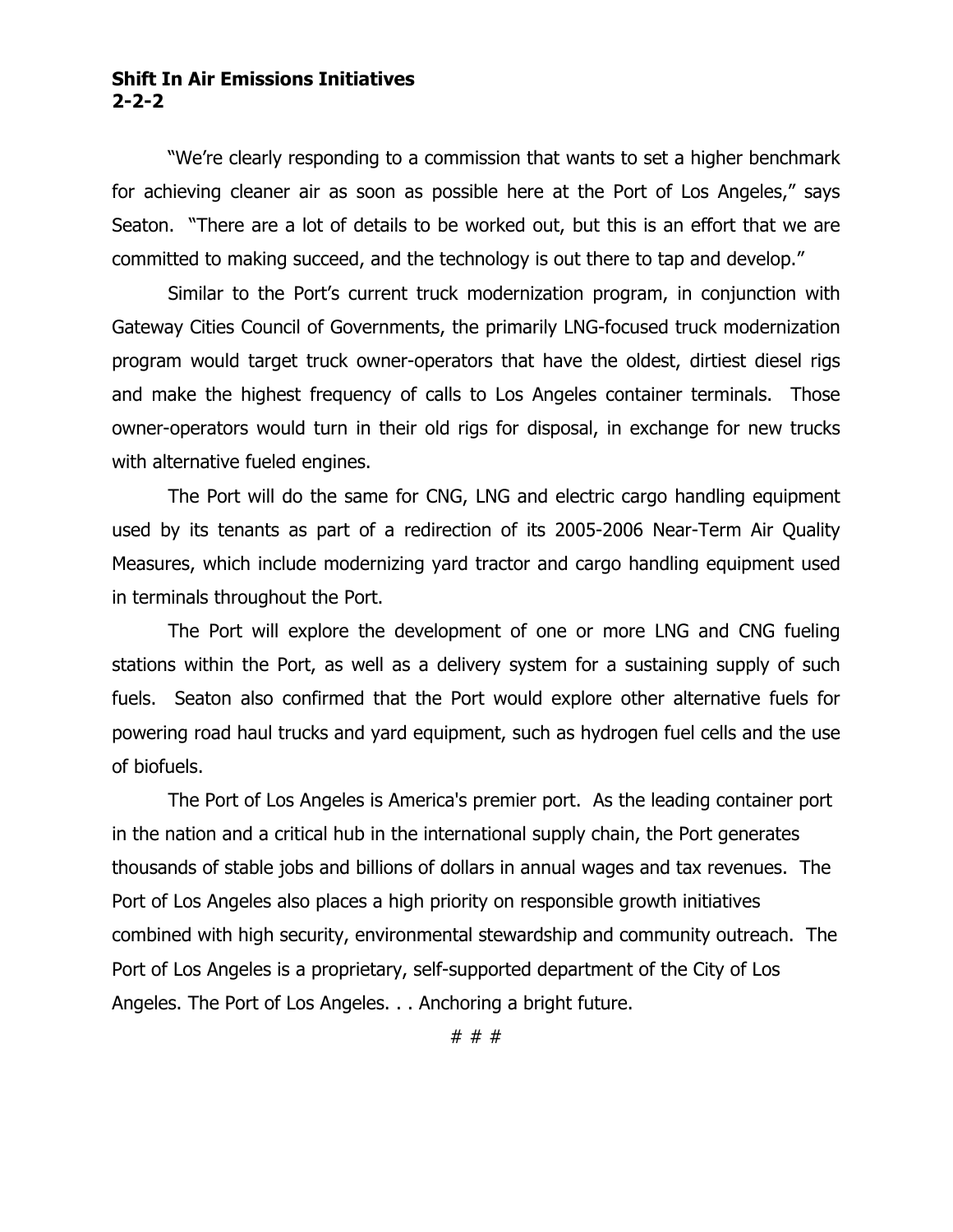"We're clearly responding to a commission that wants to set a higher benchmark for achieving cleaner air as soon as possible here at the Port of Los Angeles," says Seaton. "There are a lot of details to be worked out, but this is an effort that we are committed to making succeed, and the technology is out there to tap and develop."

Similar to the Port's current truck modernization program, in conjunction with Gateway Cities Council of Governments, the primarily LNG-focused truck modernization program would target truck owner-operators that have the oldest, dirtiest diesel rigs and make the highest frequency of calls to Los Angeles container terminals. Those owner-operators would turn in their old rigs for disposal, in exchange for new trucks with alternative fueled engines.

The Port will do the same for CNG, LNG and electric cargo handling equipment used by its tenants as part of a redirection of its 2005-2006 Near-Term Air Quality Measures, which include modernizing yard tractor and cargo handling equipment used in terminals throughout the Port.

The Port will explore the development of one or more LNG and CNG fueling stations within the Port, as well as a delivery system for a sustaining supply of such fuels. Seaton also confirmed that the Port would explore other alternative fuels for powering road haul trucks and yard equipment, such as hydrogen fuel cells and the use of biofuels.

The Port of Los Angeles is America's premier port. As the leading container port in the nation and a critical hub in the international supply chain, the Port generates thousands of stable jobs and billions of dollars in annual wages and tax revenues. The Port of Los Angeles also places a high priority on responsible growth initiatives combined with high security, environmental stewardship and community outreach. The Port of Los Angeles is a proprietary, self-supported department of the City of Los Angeles. The Port of Los Angeles. . . Anchoring a bright future.

# # #